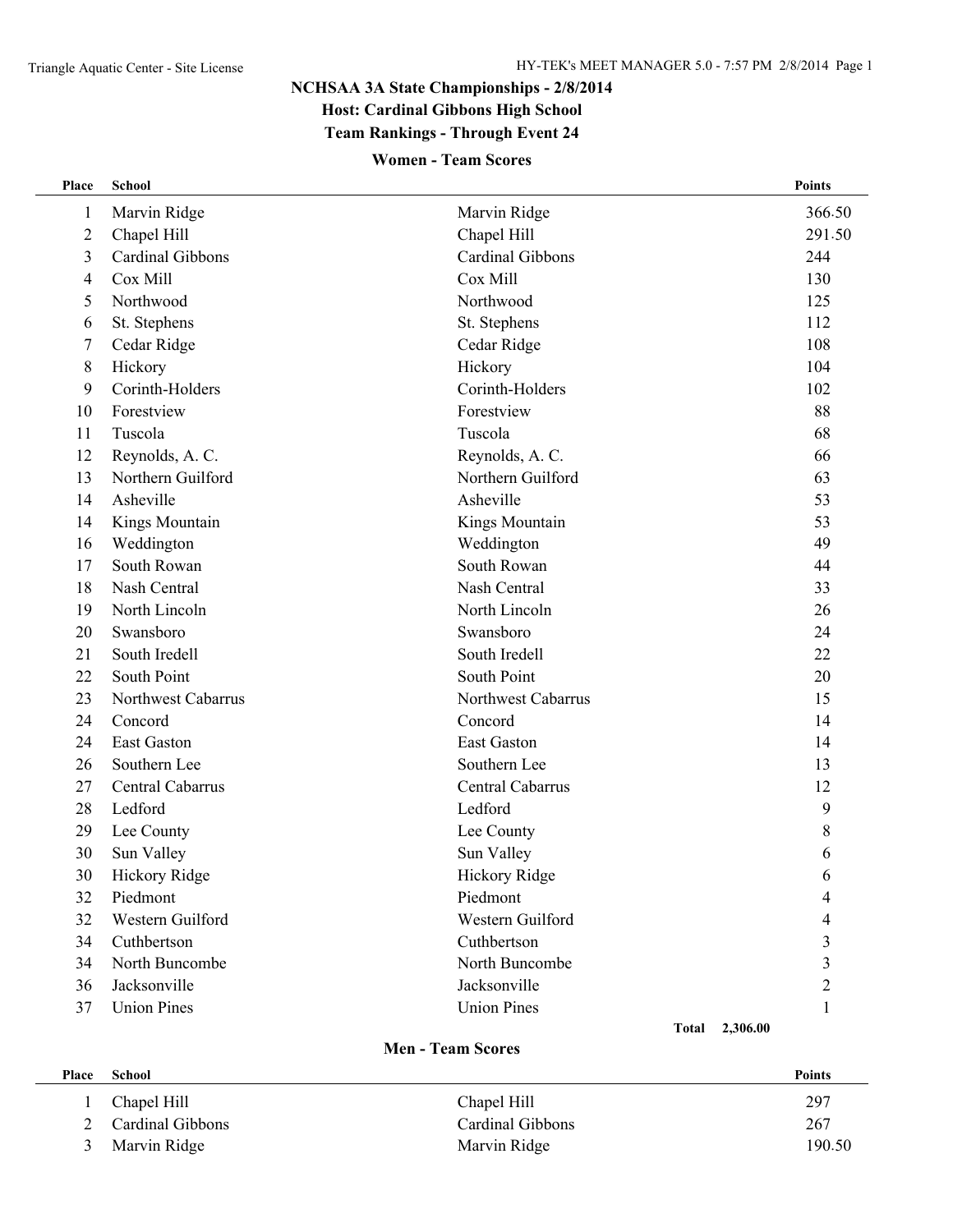# NCHSAA 3A State Championships - 2/8/2014

## Host: Cardinal Gibbons High School

## Team Rankings - Through Event 24

### Women - Team Scores

| Place | School | | Points |
|---|---|---|---|
| 1 | Marvin Ridge | Marvin Ridge | 366.50 |
| 2 | Chapel Hill | Chapel Hill | 291.50 |
| 3 | Cardinal Gibbons | Cardinal Gibbons | 244 |
| 4 | Cox Mill | Cox Mill | 130 |
| 5 | Northwood | Northwood | 125 |
| 6 | St. Stephens | St. Stephens | 112 |
| 7 | Cedar Ridge | Cedar Ridge | 108 |
| 8 | Hickory | Hickory | 104 |
| 9 | Corinth-Holders | Corinth-Holders | 102 |
| 10 | Forestview | Forestview | 88 |
| 11 | Tuscola | Tuscola | 68 |
| 12 | Reynolds, A. C. | Reynolds, A. C. | 66 |
| 13 | Northern Guilford | Northern Guilford | 63 |
| 14 | Asheville | Asheville | 53 |
| 14 | Kings Mountain | Kings Mountain | 53 |
| 16 | Weddington | Weddington | 49 |
| 17 | South Rowan | South Rowan | 44 |
| 18 | Nash Central | Nash Central | 33 |
| 19 | North Lincoln | North Lincoln | 26 |
| 20 | Swansboro | Swansboro | 24 |
| 21 | South Iredell | South Iredell | 22 |
| 22 | South Point | South Point | 20 |
| 23 | Northwest Cabarrus | Northwest Cabarrus | 15 |
| 24 | Concord | Concord | 14 |
| 24 | East Gaston | East Gaston | 14 |
| 26 | Southern Lee | Southern Lee | 13 |
| 27 | Central Cabarrus | Central Cabarrus | 12 |
| 28 | Ledford | Ledford | 9 |
| 29 | Lee County | Lee County | 8 |
| 30 | Sun Valley | Sun Valley | 6 |
| 30 | Hickory Ridge | Hickory Ridge | 6 |
| 32 | Piedmont | Piedmont | 4 |
| 32 | Western Guilford | Western Guilford | 4 |
| 34 | Cuthbertson | Cuthbertson | 3 |
| 34 | North Buncombe | North Buncombe | 3 |
| 36 | Jacksonville | Jacksonville | 2 |
| 37 | Union Pines | Union Pines | 1 |
| | | Total | 2,306.00 |

### Men - Team Scores

| Place | School | | Points |
|---|---|---|---|
| 1 | Chapel Hill | Chapel Hill | 297 |
| 2 | Cardinal Gibbons | Cardinal Gibbons | 267 |
| 3 | Marvin Ridge | Marvin Ridge | 190.50 |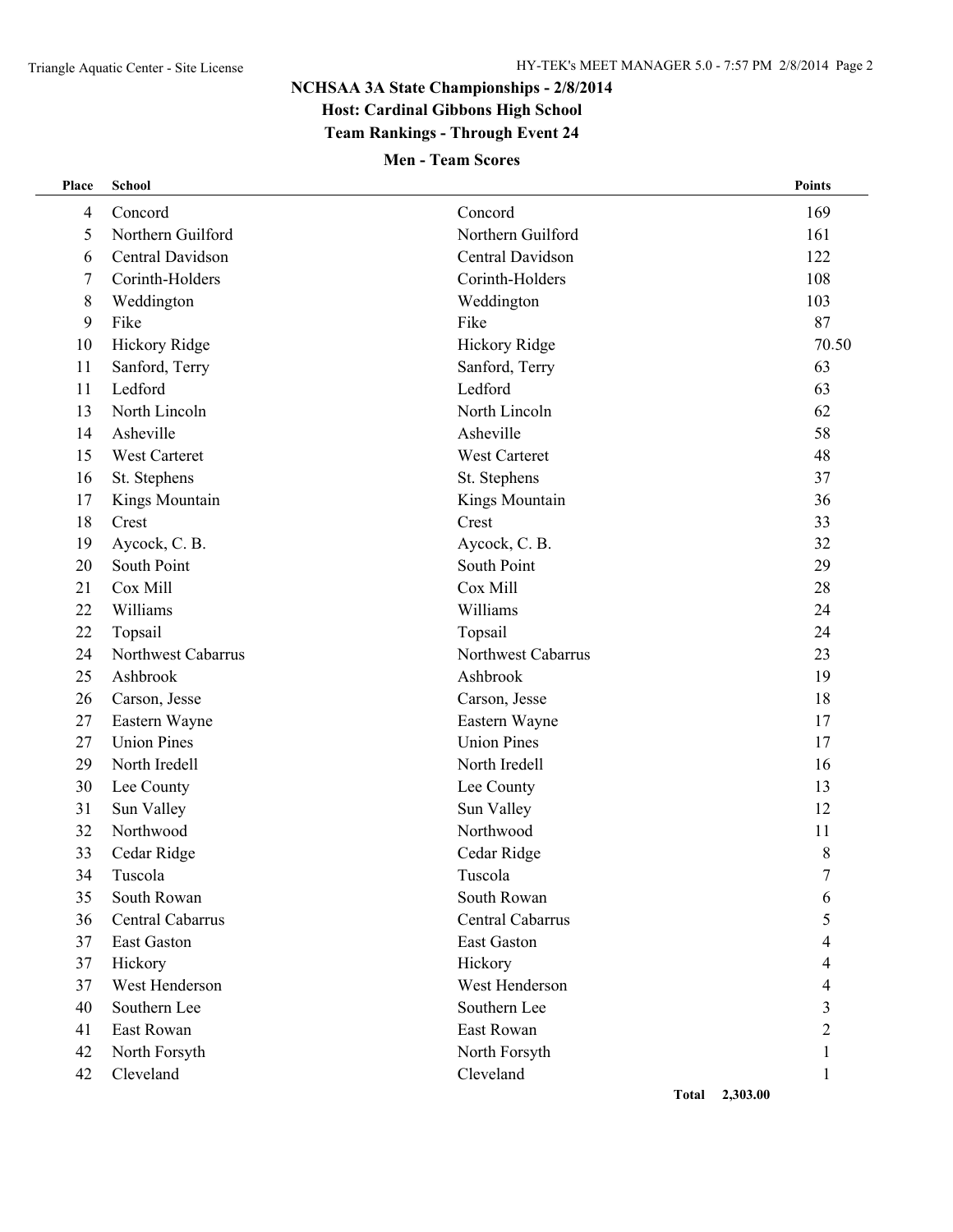## NCHSAA 3A State Championships - 2/8/2014

### Host: Cardinal Gibbons High School

### Team Rankings - Through Event 24

#### Men - Team Scores

| Place | School | | Points |
|---|---|---|---|
| 4 | Concord | Concord | 169 |
| 5 | Northern Guilford | Northern Guilford | 161 |
| 6 | Central Davidson | Central Davidson | 122 |
| 7 | Corinth-Holders | Corinth-Holders | 108 |
| 8 | Weddington | Weddington | 103 |
| 9 | Fike | Fike | 87 |
| 10 | Hickory Ridge | Hickory Ridge | 70.50 |
| 11 | Sanford, Terry | Sanford, Terry | 63 |
| 11 | Ledford | Ledford | 63 |
| 13 | North Lincoln | North Lincoln | 62 |
| 14 | Asheville | Asheville | 58 |
| 15 | West Carteret | West Carteret | 48 |
| 16 | St. Stephens | St. Stephens | 37 |
| 17 | Kings Mountain | Kings Mountain | 36 |
| 18 | Crest | Crest | 33 |
| 19 | Aycock, C. B. | Aycock, C. B. | 32 |
| 20 | South Point | South Point | 29 |
| 21 | Cox Mill | Cox Mill | 28 |
| 22 | Williams | Williams | 24 |
| 22 | Topsail | Topsail | 24 |
| 24 | Northwest Cabarrus | Northwest Cabarrus | 23 |
| 25 | Ashbrook | Ashbrook | 19 |
| 26 | Carson, Jesse | Carson, Jesse | 18 |
| 27 | Eastern Wayne | Eastern Wayne | 17 |
| 27 | Union Pines | Union Pines | 17 |
| 29 | North Iredell | North Iredell | 16 |
| 30 | Lee County | Lee County | 13 |
| 31 | Sun Valley | Sun Valley | 12 |
| 32 | Northwood | Northwood | 11 |
| 33 | Cedar Ridge | Cedar Ridge | 8 |
| 34 | Tuscola | Tuscola | 7 |
| 35 | South Rowan | South Rowan | 6 |
| 36 | Central Cabarrus | Central Cabarrus | 5 |
| 37 | East Gaston | East Gaston | 4 |
| 37 | Hickory | Hickory | 4 |
| 37 | West Henderson | West Henderson | 4 |
| 40 | Southern Lee | Southern Lee | 3 |
| 41 | East Rowan | East Rowan | 2 |
| 42 | North Forsyth | North Forsyth | 1 |
| 42 | Cleveland | Cleveland | 1 |

**Total 2,303.00**